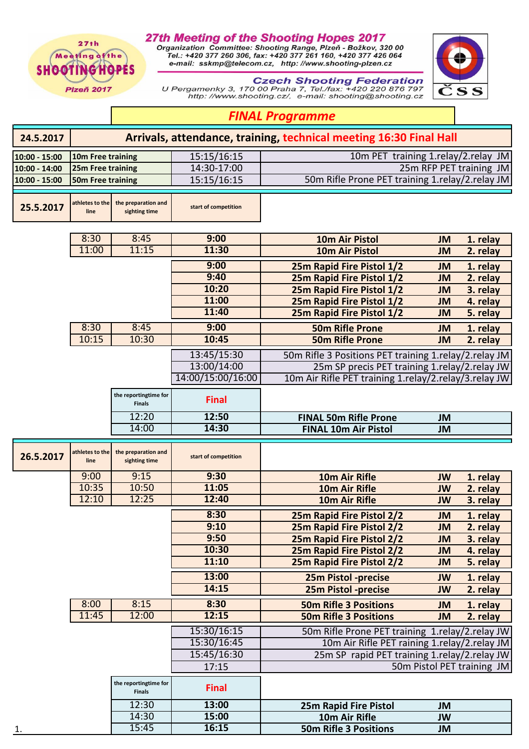# 27th Meeting of the Shooting Hopes 2017

**27th Meeting of the SHOOTING HOPES Plzeň 2017**

*Organization Committee: Shooting Range, Plzeň - Božkov, 320 00*
*Tel.: +420 377 260 306, fax: +420 377 261 160, +420 377 426 064*
*e-mail: sskmp@telecom.cz, http: //www.shooting-plzen.cz*

**Czech Shooting Federation**
*U Pergamenky 3, 170 00 Praha 7, Tel./fax: +420 220 876 797*
*http: //www.shooting.cz/, e-mail: shooting@shooting.cz*

ČSS

## FINAL Programme

### 24.5.2017 — Arrivals, attendance, training, technical meeting 16:30 Final Hall

| Time | Training | Time | Event |
|---|---|---|---|
| 10:00 - 15:00 | 10m Free training | 15:15/16:15 | 10m PET training 1.relay/2.relay JM |
| 10:00 - 14:00 | 25m Free training | 14:30-17:00 | 25m RFP PET training JM |
| 10:00 - 15:00 | 50m Free training | 15:15/16:15 | 50m Rifle Prone PET training 1.relay/2.relay JM |

### 25.5.2017

| athletes to the line | the preparation and sighting time | start of competition | Event | | Relay |
|---|---|---|---|---|---|
| 8:30 | 8:45 | 9:00 | 10m Air Pistol | JM | 1. relay |
| 11:00 | 11:15 | 11:30 | 10m Air Pistol | JM | 2. relay |
| | | 9:00 | 25m Rapid Fire Pistol 1/2 | JM | 1. relay |
| | | 9:40 | 25m Rapid Fire Pistol 1/2 | JM | 2. relay |
| | | 10:20 | 25m Rapid Fire Pistol 1/2 | JM | 3. relay |
| | | 11:00 | 25m Rapid Fire Pistol 1/2 | JM | 4. relay |
| | | 11:40 | 25m Rapid Fire Pistol 1/2 | JM | 5. relay |
| 8:30 | 8:45 | 9:00 | 50m Rifle Prone | JM | 1. relay |
| 10:15 | 10:30 | 10:45 | 50m Rifle Prone | JM | 2. relay |
| | | 13:45/15:30 | 50m Rifle 3 Positions PET training 1.relay/2.relay JM | | |
| | | 13:00/14:00 | 25m SP precis PET training 1.relay/2.relay JW | | |
| | | 14:00/15:00/16:00 | 10m Air Rifle PET training 1.relay/2.relay/3.relay JW | | |

| the reportingtime for Finals | Final | Event | |
|---|---|---|---|
| 12:20 | 12:50 | FINAL 50m Rifle Prone | JM |
| 14:00 | 14:30 | FINAL 10m Air Pistol | JM |

### 26.5.2017

| athletes to the line | the preparation and sighting time | start of competition | Event | | Relay |
|---|---|---|---|---|---|
| 9:00 | 9:15 | 9:30 | 10m Air Rifle | JW | 1. relay |
| 10:35 | 10:50 | 11:05 | 10m Air Rifle | JW | 2. relay |
| 12:10 | 12:25 | 12:40 | 10m Air Rifle | JW | 3. relay |
| | | 8:30 | 25m Rapid Fire Pistol 2/2 | JM | 1. relay |
| | | 9:10 | 25m Rapid Fire Pistol 2/2 | JM | 2. relay |
| | | 9:50 | 25m Rapid Fire Pistol 2/2 | JM | 3. relay |
| | | 10:30 | 25m Rapid Fire Pistol 2/2 | JM | 4. relay |
| | | 11:10 | 25m Rapid Fire Pistol 2/2 | JM | 5. relay |
| | | 13:00 | 25m Pistol -precise | JW | 1. relay |
| | | 14:15 | 25m Pistol -precise | JW | 2. relay |
| 8:00 | 8:15 | 8:30 | 50m Rifle 3 Positions | JM | 1. relay |
| 11:45 | 12:00 | 12:15 | 50m Rifle 3 Positions | JM | 2. relay |
| | | 15:30/16:15 | 50m Rifle Prone PET training 1.relay/2.relay JW | | |
| | | 15:30/16:45 | 10m Air Rifle PET raining 1.relay/2.relay JM | | |
| | | 15:45/16:30 | 25m SP rapid PET training 1.relay/2.relay JW | | |
| | | 17:15 | 50m Pistol PET training JM | | |

| the reportingtime for Finals | Final | Event | |
|---|---|---|---|
| 12:30 | 13:00 | 25m Rapid Fire Pistol | JM |
| 14:30 | 15:00 | 10m Air Rifle | JW |
| 15:45 | 16:15 | 50m Rifle 3 Positions | JM |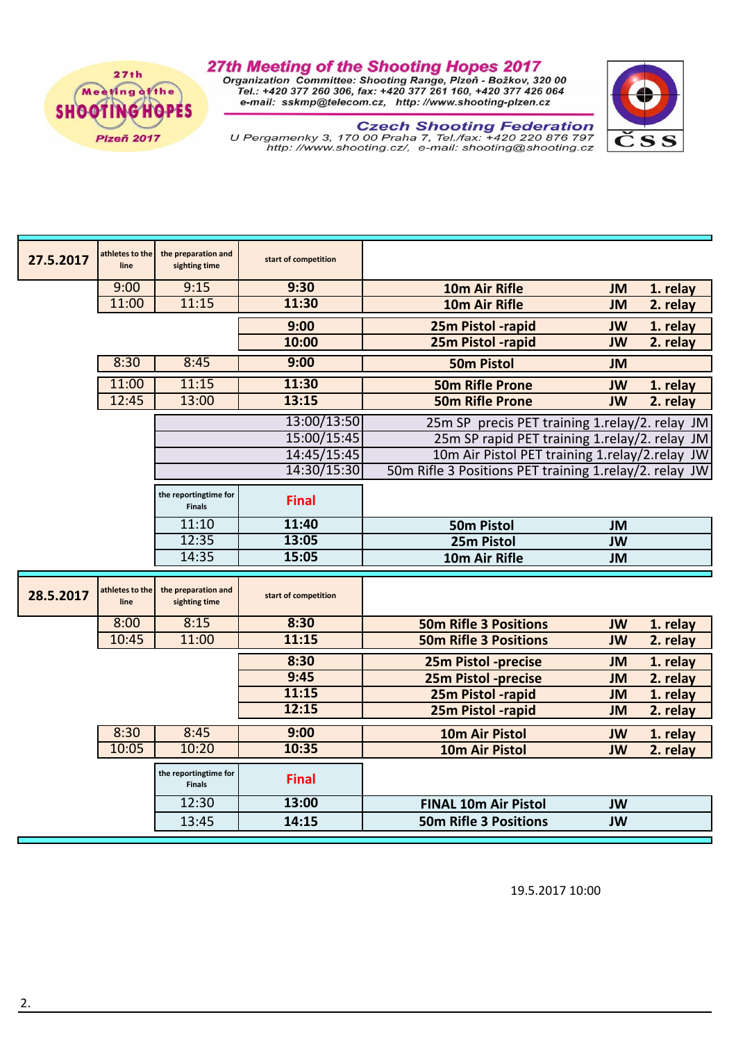## 27th Meeting of the Shooting Hopes 2017

**Organization Committee: Shooting Range, Plzeň - Božkov, 320 00**
**Tel.: +420 377 260 306, fax: +420 377 261 160, +420 377 426 064**
**e-mail: sskmp@telecom.cz, http: //www.shooting-plzen.cz**

**Czech Shooting Federation**
U Pergamenky 3, 170 00 Praha 7, Tel./fax: +420 220 876 797
http: //www.shooting.cz/, e-mail: shooting@shooting.cz

| 27.5.2017 | athletes to the line | the preparation and sighting time | start of competition | | | |
|---|---|---|---|---|---|---|
| | 9:00 | 9:15 | **9:30** | **10m Air Rifle** | **JM** | **1. relay** |
| | 11:00 | 11:15 | **11:30** | **10m Air Rifle** | **JM** | **2. relay** |
| | | | **9:00** | **25m Pistol -rapid** | **JW** | **1. relay** |
| | | | **10:00** | **25m Pistol -rapid** | **JW** | **2. relay** |
| | 8:30 | 8:45 | **9:00** | **50m Pistol** | **JM** | |
| | 11:00 | 11:15 | **11:30** | **50m Rifle Prone** | **JW** | **1. relay** |
| | 12:45 | 13:00 | **13:15** | **50m Rifle Prone** | **JW** | **2. relay** |
| | | | 13:00/13:50 | 25m SP precis PET training 1.relay/2. relay | JM | |
| | | | 15:00/15:45 | 25m SP rapid PET training 1.relay/2. relay | JM | |
| | | | 14:45/15:45 | 10m Air Pistol PET training 1.relay/2.relay | JW | |
| | | | 14:30/15:30 | 50m Rifle 3 Positions PET training 1.relay/2. relay | JW | |
| | | the reportingtime for Finals | **Final** | | | |
| | | 11:10 | **11:40** | **50m Pistol** | **JM** | |
| | | 12:35 | **13:05** | **25m Pistol** | **JW** | |
| | | 14:35 | **15:05** | **10m Air Rifle** | **JM** | |

| 28.5.2017 | athletes to the line | the preparation and sighting time | start of competition | | | |
|---|---|---|---|---|---|---|
| | 8:00 | 8:15 | **8:30** | **50m Rifle 3 Positions** | **JW** | **1. relay** |
| | 10:45 | 11:00 | **11:15** | **50m Rifle 3 Positions** | **JW** | **2. relay** |
| | | | **8:30** | **25m Pistol -precise** | **JM** | **1. relay** |
| | | | **9:45** | **25m Pistol -precise** | **JM** | **2. relay** |
| | | | **11:15** | **25m Pistol -rapid** | **JM** | **1. relay** |
| | | | **12:15** | **25m Pistol -rapid** | **JM** | **2. relay** |
| | 8:30 | 8:45 | **9:00** | **10m Air Pistol** | **JW** | **1. relay** |
| | 10:05 | 10:20 | **10:35** | **10m Air Pistol** | **JW** | **2. relay** |
| | | the reportingtime for Finals | **Final** | | | |
| | | 12:30 | **13:00** | **FINAL 10m Air Pistol** | **JW** | |
| | | 13:45 | **14:15** | **50m Rifle 3 Positions** | **JW** | |

19.5.2017 10:00